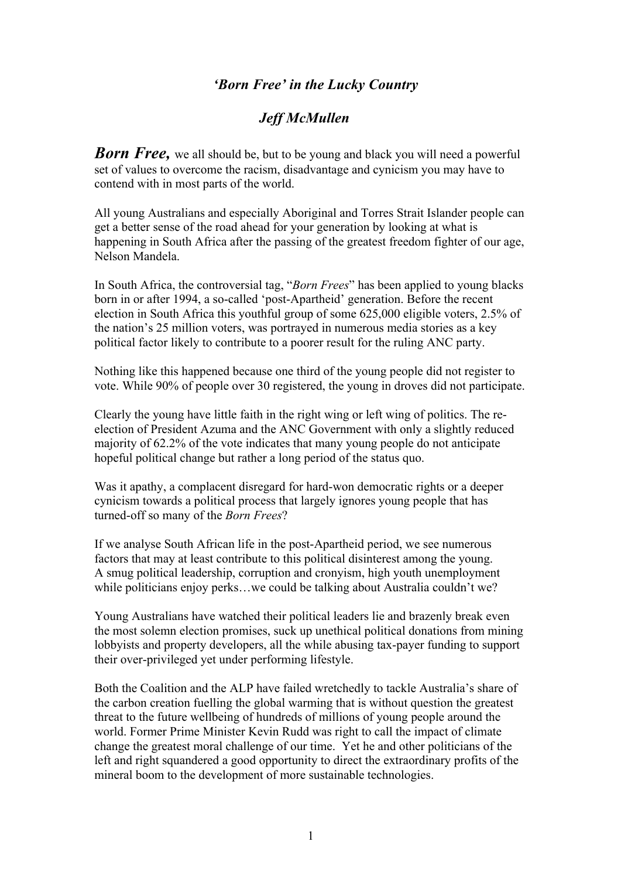# *'Born Free' in the Lucky Country*

## *Jeff McMullen*

***Born Free,*** we all should be, but to be young and black you will need a powerful set of values to overcome the racism, disadvantage and cynicism you may have to contend with in most parts of the world.

All young Australians and especially Aboriginal and Torres Strait Islander people can get a better sense of the road ahead for your generation by looking at what is happening in South Africa after the passing of the greatest freedom fighter of our age, Nelson Mandela.

In South Africa, the controversial tag, "*Born Frees*" has been applied to young blacks born in or after 1994, a so-called 'post-Apartheid' generation. Before the recent election in South Africa this youthful group of some 625,000 eligible voters, 2.5% of the nation's 25 million voters, was portrayed in numerous media stories as a key political factor likely to contribute to a poorer result for the ruling ANC party.

Nothing like this happened because one third of the young people did not register to vote. While 90% of people over 30 registered, the young in droves did not participate.

Clearly the young have little faith in the right wing or left wing of politics. The re-election of President Azuma and the ANC Government with only a slightly reduced majority of 62.2% of the vote indicates that many young people do not anticipate hopeful political change but rather a long period of the status quo.

Was it apathy, a complacent disregard for hard-won democratic rights or a deeper cynicism towards a political process that largely ignores young people that has turned-off so many of the *Born Frees*?

If we analyse South African life in the post-Apartheid period, we see numerous factors that may at least contribute to this political disinterest among the young. A smug political leadership, corruption and cronyism, high youth unemployment while politicians enjoy perks…we could be talking about Australia couldn't we?

Young Australians have watched their political leaders lie and brazenly break even the most solemn election promises, suck up unethical political donations from mining lobbyists and property developers, all the while abusing tax-payer funding to support their over-privileged yet under performing lifestyle.

Both the Coalition and the ALP have failed wretchedly to tackle Australia's share of the carbon creation fuelling the global warming that is without question the greatest threat to the future wellbeing of hundreds of millions of young people around the world. Former Prime Minister Kevin Rudd was right to call the impact of climate change the greatest moral challenge of our time. Yet he and other politicians of the left and right squandered a good opportunity to direct the extraordinary profits of the mineral boom to the development of more sustainable technologies.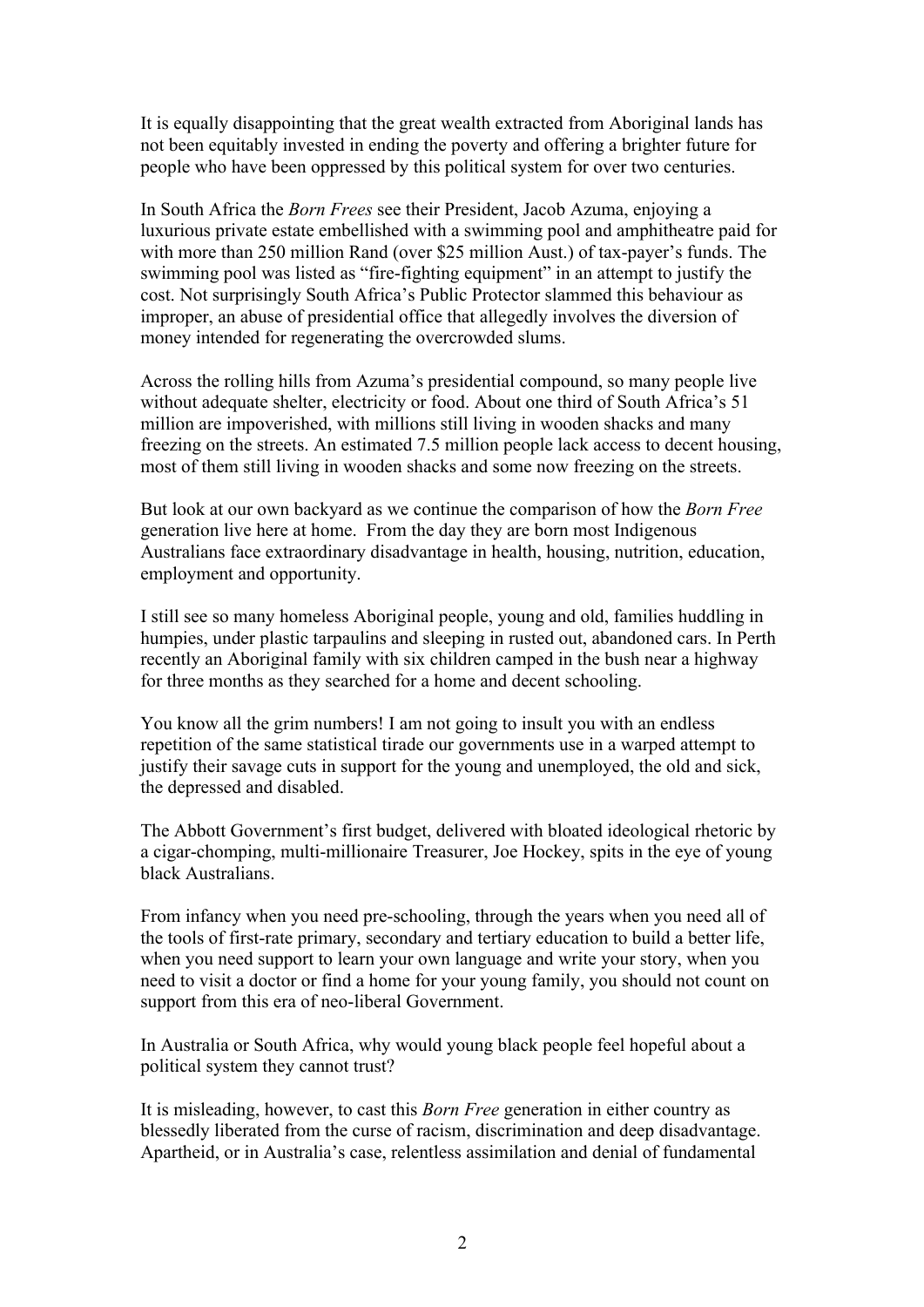It is equally disappointing that the great wealth extracted from Aboriginal lands has not been equitably invested in ending the poverty and offering a brighter future for people who have been oppressed by this political system for over two centuries.

In South Africa the *Born Frees* see their President, Jacob Azuma, enjoying a luxurious private estate embellished with a swimming pool and amphitheatre paid for with more than 250 million Rand (over $25 million Aust.) of tax-payer's funds. The swimming pool was listed as "fire-fighting equipment" in an attempt to justify the cost. Not surprisingly South Africa's Public Protector slammed this behaviour as improper, an abuse of presidential office that allegedly involves the diversion of money intended for regenerating the overcrowded slums.

Across the rolling hills from Azuma's presidential compound, so many people live without adequate shelter, electricity or food. About one third of South Africa's 51 million are impoverished, with millions still living in wooden shacks and many freezing on the streets. An estimated 7.5 million people lack access to decent housing, most of them still living in wooden shacks and some now freezing on the streets.

But look at our own backyard as we continue the comparison of how the *Born Free* generation live here at home. From the day they are born most Indigenous Australians face extraordinary disadvantage in health, housing, nutrition, education, employment and opportunity.

I still see so many homeless Aboriginal people, young and old, families huddling in humpies, under plastic tarpaulins and sleeping in rusted out, abandoned cars. In Perth recently an Aboriginal family with six children camped in the bush near a highway for three months as they searched for a home and decent schooling.

You know all the grim numbers! I am not going to insult you with an endless repetition of the same statistical tirade our governments use in a warped attempt to justify their savage cuts in support for the young and unemployed, the old and sick, the depressed and disabled.

The Abbott Government's first budget, delivered with bloated ideological rhetoric by a cigar-chomping, multi-millionaire Treasurer, Joe Hockey, spits in the eye of young black Australians.

From infancy when you need pre-schooling, through the years when you need all of the tools of first-rate primary, secondary and tertiary education to build a better life, when you need support to learn your own language and write your story, when you need to visit a doctor or find a home for your young family, you should not count on support from this era of neo-liberal Government.

In Australia or South Africa, why would young black people feel hopeful about a political system they cannot trust?

It is misleading, however, to cast this *Born Free* generation in either country as blessedly liberated from the curse of racism, discrimination and deep disadvantage. Apartheid, or in Australia's case, relentless assimilation and denial of fundamental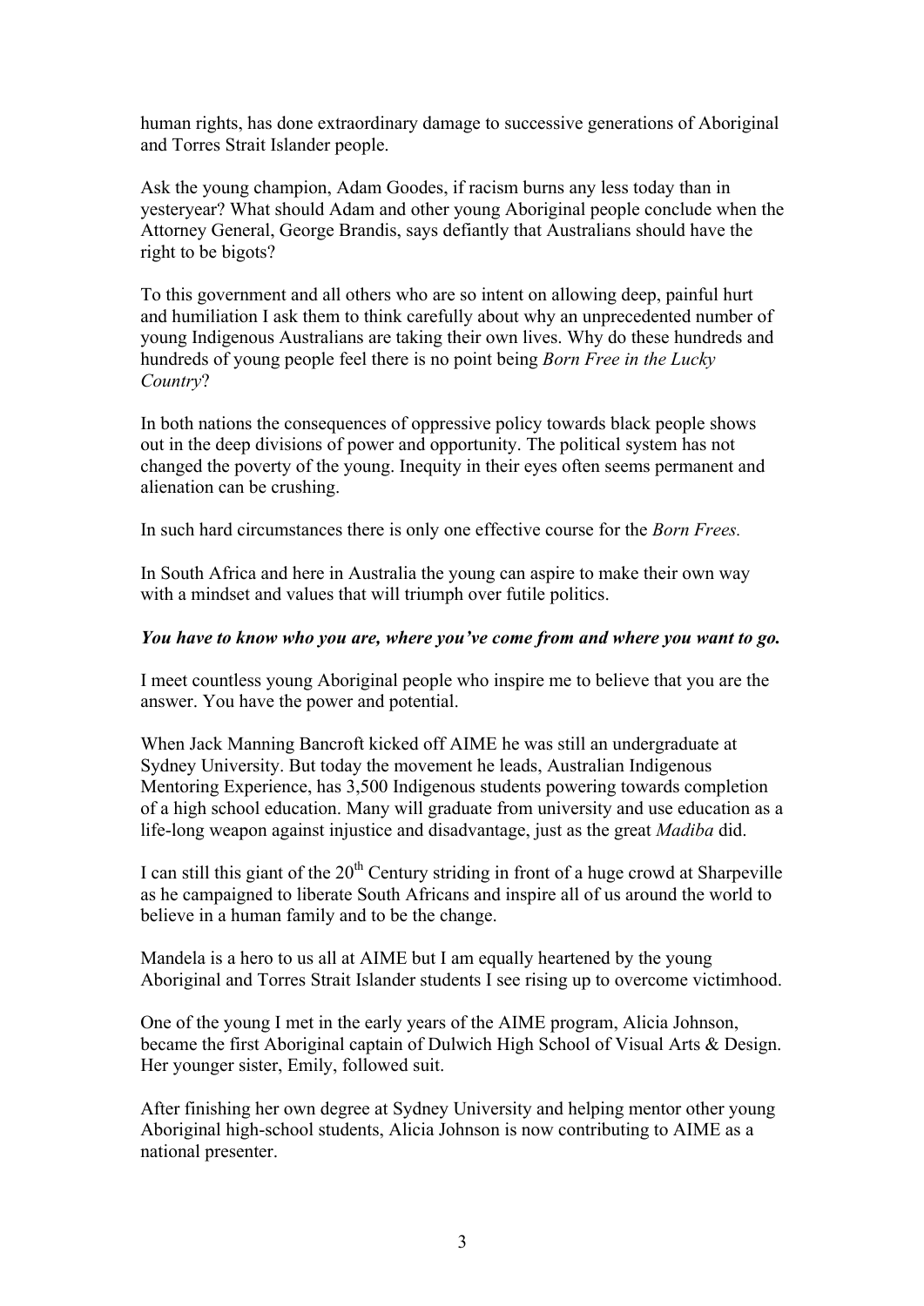human rights, has done extraordinary damage to successive generations of Aboriginal and Torres Strait Islander people.

Ask the young champion, Adam Goodes, if racism burns any less today than in yesteryear? What should Adam and other young Aboriginal people conclude when the Attorney General, George Brandis, says defiantly that Australians should have the right to be bigots?

To this government and all others who are so intent on allowing deep, painful hurt and humiliation I ask them to think carefully about why an unprecedented number of young Indigenous Australians are taking their own lives. Why do these hundreds and hundreds of young people feel there is no point being *Born Free in the Lucky Country*?

In both nations the consequences of oppressive policy towards black people shows out in the deep divisions of power and opportunity. The political system has not changed the poverty of the young. Inequity in their eyes often seems permanent and alienation can be crushing.

In such hard circumstances there is only one effective course for the *Born Frees.*

In South Africa and here in Australia the young can aspire to make their own way with a mindset and values that will triumph over futile politics.

***You have to know who you are, where you've come from and where you want to go.***

I meet countless young Aboriginal people who inspire me to believe that you are the answer. You have the power and potential.

When Jack Manning Bancroft kicked off AIME he was still an undergraduate at Sydney University. But today the movement he leads, Australian Indigenous Mentoring Experience, has 3,500 Indigenous students powering towards completion of a high school education. Many will graduate from university and use education as a life-long weapon against injustice and disadvantage, just as the great *Madiba* did.

I can still this giant of the 20th Century striding in front of a huge crowd at Sharpeville as he campaigned to liberate South Africans and inspire all of us around the world to believe in a human family and to be the change.

Mandela is a hero to us all at AIME but I am equally heartened by the young Aboriginal and Torres Strait Islander students I see rising up to overcome victimhood.

One of the young I met in the early years of the AIME program, Alicia Johnson, became the first Aboriginal captain of Dulwich High School of Visual Arts & Design. Her younger sister, Emily, followed suit.

After finishing her own degree at Sydney University and helping mentor other young Aboriginal high-school students, Alicia Johnson is now contributing to AIME as a national presenter.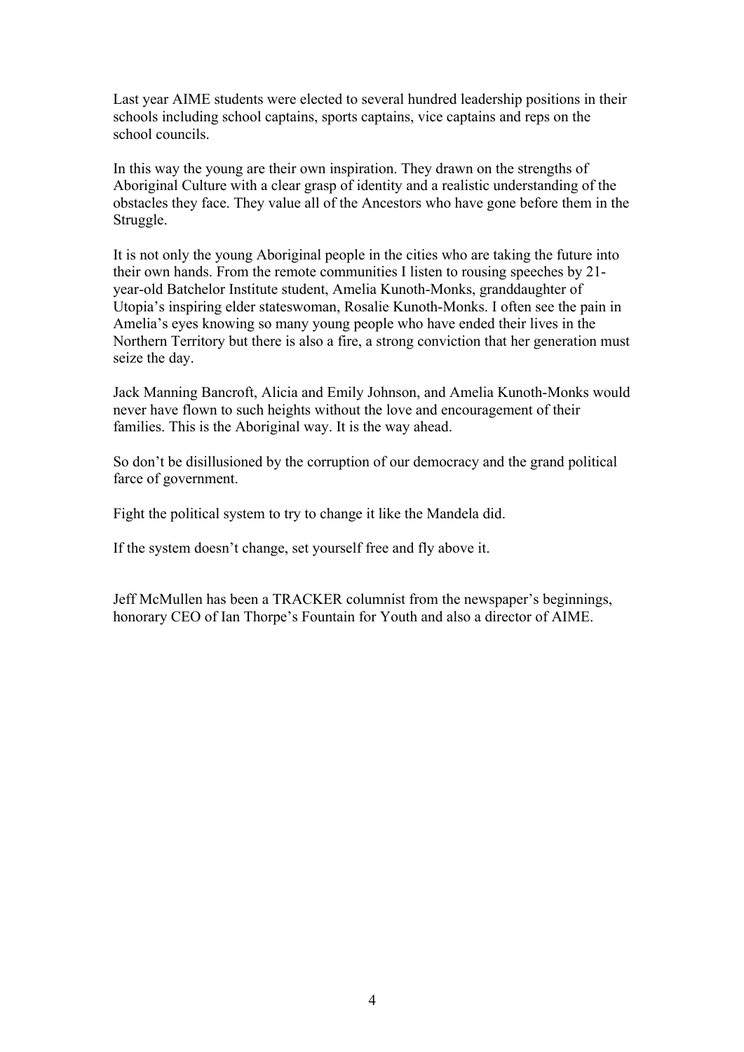Last year AIME students were elected to several hundred leadership positions in their schools including school captains, sports captains, vice captains and reps on the school councils.

In this way the young are their own inspiration. They drawn on the strengths of Aboriginal Culture with a clear grasp of identity and a realistic understanding of the obstacles they face. They value all of the Ancestors who have gone before them in the Struggle.

It is not only the young Aboriginal people in the cities who are taking the future into their own hands. From the remote communities I listen to rousing speeches by 21-year-old Batchelor Institute student, Amelia Kunoth-Monks, granddaughter of Utopia's inspiring elder stateswoman, Rosalie Kunoth-Monks. I often see the pain in Amelia's eyes knowing so many young people who have ended their lives in the Northern Territory but there is also a fire, a strong conviction that her generation must seize the day.

Jack Manning Bancroft, Alicia and Emily Johnson, and Amelia Kunoth-Monks would never have flown to such heights without the love and encouragement of their families. This is the Aboriginal way. It is the way ahead.

So don't be disillusioned by the corruption of our democracy and the grand political farce of government.

Fight the political system to try to change it like the Mandela did.

If the system doesn't change, set yourself free and fly above it.

Jeff McMullen has been a TRACKER columnist from the newspaper's beginnings, honorary CEO of Ian Thorpe's Fountain for Youth and also a director of AIME.